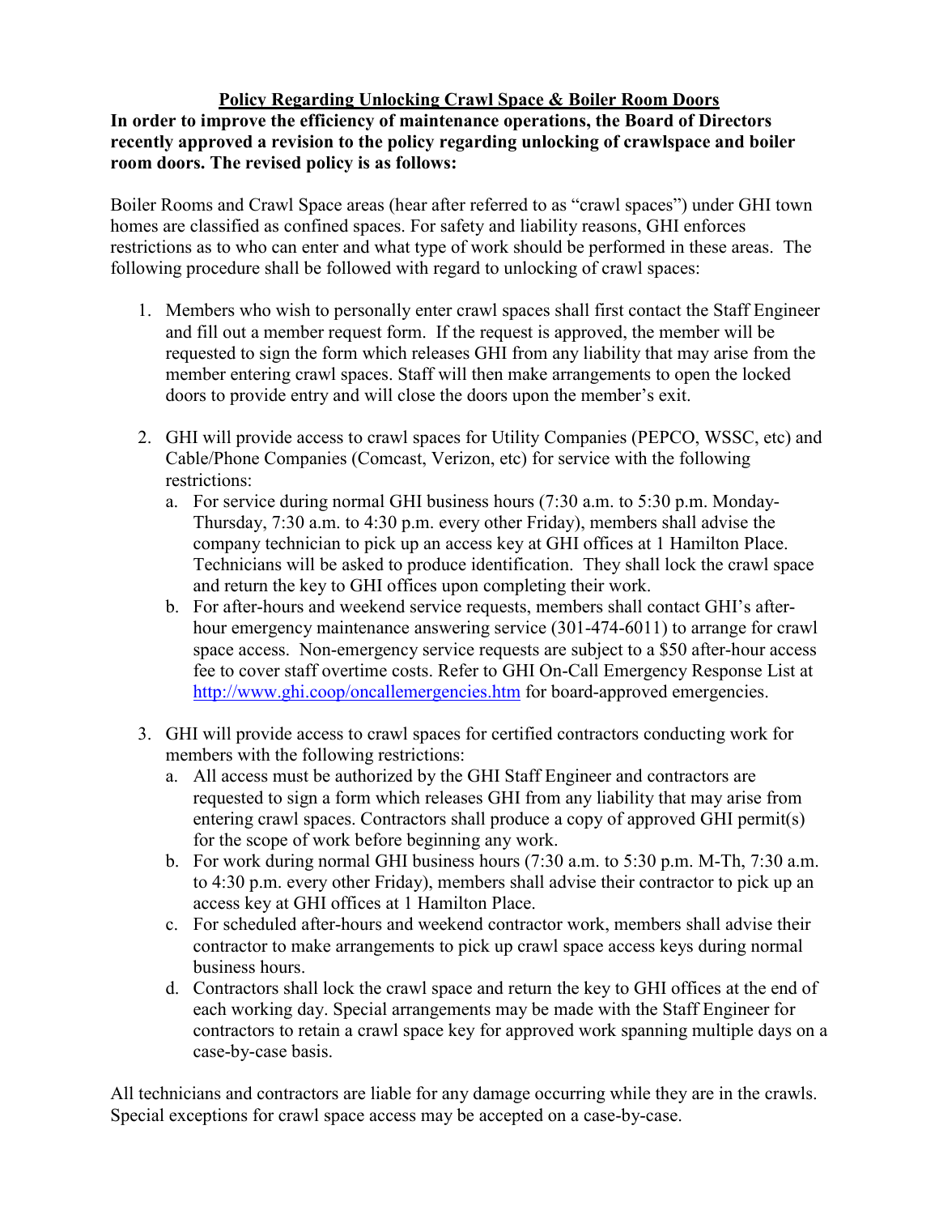**<u>Policy Regarding Unlocking Crawl Space & Boiler Room Doors</u>**

**In order to improve the efficiency of maintenance operations, the Board of Directors recently approved a revision to the policy regarding unlocking of crawlspace and boiler room doors. The revised policy is as follows:**

Boiler Rooms and Crawl Space areas (hear after referred to as "crawl spaces") under GHI town homes are classified as confined spaces. For safety and liability reasons, GHI enforces restrictions as to who can enter and what type of work should be performed in these areas. The following procedure shall be followed with regard to unlocking of crawl spaces:

1. Members who wish to personally enter crawl spaces shall first contact the Staff Engineer and fill out a member request form. If the request is approved, the member will be requested to sign the form which releases GHI from any liability that may arise from the member entering crawl spaces. Staff will then make arrangements to open the locked doors to provide entry and will close the doors upon the member's exit.

2. GHI will provide access to crawl spaces for Utility Companies (PEPCO, WSSC, etc) and Cable/Phone Companies (Comcast, Verizon, etc) for service with the following restrictions:
   a. For service during normal GHI business hours (7:30 a.m. to 5:30 p.m. Monday-Thursday, 7:30 a.m. to 4:30 p.m. every other Friday), members shall advise the company technician to pick up an access key at GHI offices at 1 Hamilton Place. Technicians will be asked to produce identification. They shall lock the crawl space and return the key to GHI offices upon completing their work.
   b. For after-hours and weekend service requests, members shall contact GHI's after-hour emergency maintenance answering service (301-474-6011) to arrange for crawl space access. Non-emergency service requests are subject to a $50 after-hour access fee to cover staff overtime costs. Refer to GHI On-Call Emergency Response List at http://www.ghi.coop/oncallemergencies.htm for board-approved emergencies.

3. GHI will provide access to crawl spaces for certified contractors conducting work for members with the following restrictions:
   a. All access must be authorized by the GHI Staff Engineer and contractors are requested to sign a form which releases GHI from any liability that may arise from entering crawl spaces. Contractors shall produce a copy of approved GHI permit(s) for the scope of work before beginning any work.
   b. For work during normal GHI business hours (7:30 a.m. to 5:30 p.m. M-Th, 7:30 a.m. to 4:30 p.m. every other Friday), members shall advise their contractor to pick up an access key at GHI offices at 1 Hamilton Place.
   c. For scheduled after-hours and weekend contractor work, members shall advise their contractor to make arrangements to pick up crawl space access keys during normal business hours.
   d. Contractors shall lock the crawl space and return the key to GHI offices at the end of each working day. Special arrangements may be made with the Staff Engineer for contractors to retain a crawl space key for approved work spanning multiple days on a case-by-case basis.

All technicians and contractors are liable for any damage occurring while they are in the crawls. Special exceptions for crawl space access may be accepted on a case-by-case.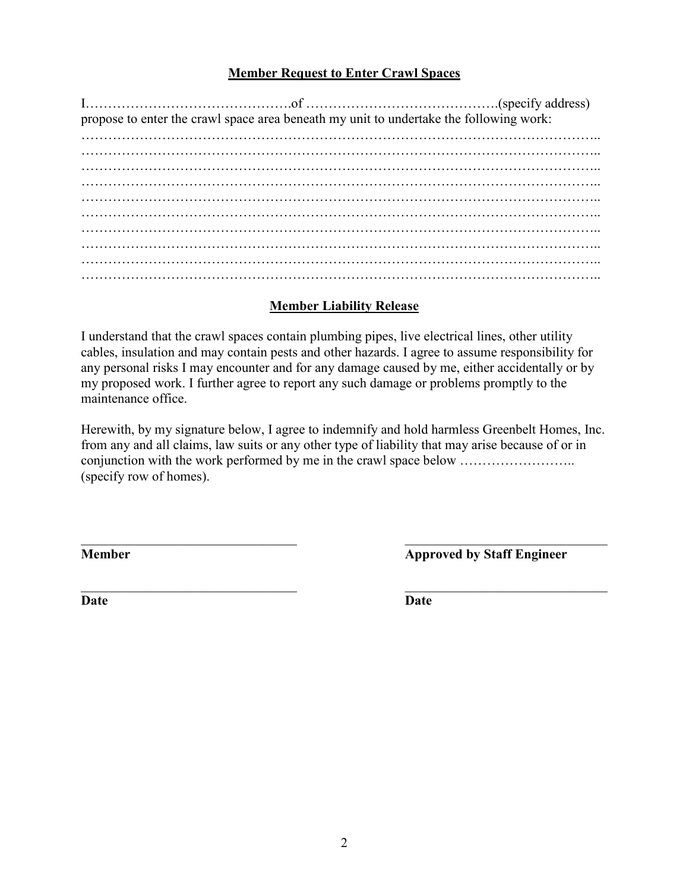**Member Request to Enter Crawl Spaces**

I……………………………………….of …………………………………….(specify address) propose to enter the crawl space area beneath my unit to undertake the following work:

………………………………………………………………………………………………..
………………………………………………………………………………………………..
………………………………………………………………………………………………..
………………………………………………………………………………………………..
………………………………………………………………………………………………..
………………………………………………………………………………………………..
………………………………………………………………………………………………..
………………………………………………………………………………………………..
………………………………………………………………………………………………..
………………………………………………………………………………………………..

**Member Liability Release**

I understand that the crawl spaces contain plumbing pipes, live electrical lines, other utility cables, insulation and may contain pests and other hazards. I agree to assume responsibility for any personal risks I may encounter and for any damage caused by me, either accidentally or by my proposed work. I further agree to report any such damage or problems promptly to the maintenance office.

Herewith, by my signature below, I agree to indemnify and hold harmless Greenbelt Homes, Inc. from any and all claims, law suits or any other type of liability that may arise because of or in conjunction with the work performed by me in the crawl space below …………………….. (specify row of homes).

________________________________ ________________________________
**Member** **Approved by Staff Engineer**

________________________________ ________________________________
**Date** **Date**